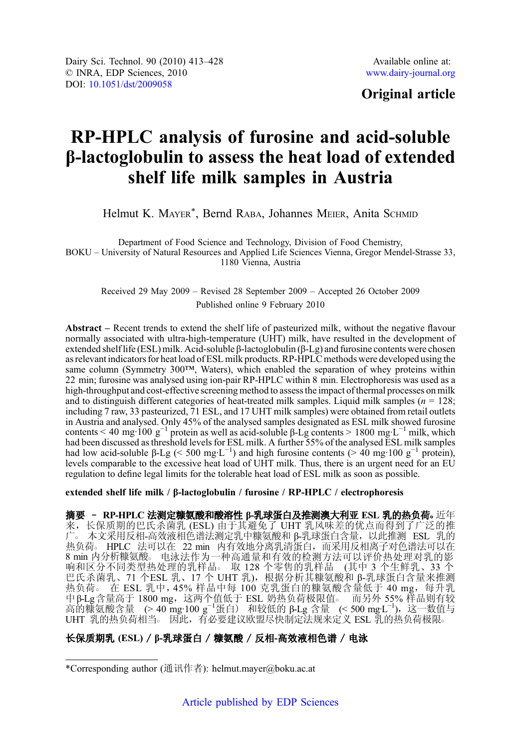Dairy Sci. Technol. 90 (2010) 413–428
© INRA, EDP Sciences, 2010
DOI: 10.1051/dst/2009058

Available online at:
www.dairy-journal.org

**Original article**

# RP-HPLC analysis of furosine and acid-soluble β-lactoglobulin to assess the heat load of extended shelf life milk samples in Austria

Helmut K. Mayer*, Bernd Raba, Johannes Meier, Anita Schmid

Department of Food Science and Technology, Division of Food Chemistry, BOKU – University of Natural Resources and Applied Life Sciences Vienna, Gregor Mendel-Strasse 33, 1180 Vienna, Austria

Received 29 May 2009 – Revised 28 September 2009 – Accepted 26 October 2009

Published online 9 February 2010

**Abstract** – Recent trends to extend the shelf life of pasteurized milk, without the negative flavour normally associated with ultra-high-temperature (UHT) milk, have resulted in the development of extended shelf life (ESL) milk. Acid-soluble β-lactoglobulin (β-Lg) and furosine contents were chosen as relevant indicators for heat load of ESL milk products. RP-HPLC methods were developed using the same column (Symmetry 300™, Waters), which enabled the separation of whey proteins within 22 min; furosine was analysed using ion-pair RP-HPLC within 8 min. Electrophoresis was used as a high-throughput and cost-effective screening method to assess the impact of thermal processes on milk and to distinguish different categories of heat-treated milk samples. Liquid milk samples ($n$ = 128; including 7 raw, 33 pasteurized, 71 ESL, and 17 UHT milk samples) were obtained from retail outlets in Austria and analysed. Only 45% of the analysed samples designated as ESL milk showed furosine contents < 40 mg·100 $g^{-1}$ protein as well as acid-soluble β-Lg contents > 1800 mg·$L^{-1}$ milk, which had been discussed as threshold levels for ESL milk. A further 55% of the analysed ESL milk samples had low acid-soluble β-Lg (< 500 mg·$L^{-1}$) and high furosine contents (> 40 mg·100 $g^{-1}$ protein), levels comparable to the excessive heat load of UHT milk. Thus, there is an urgent need for an EU regulation to define legal limits for the tolerable heat load of ESL milk as soon as possible.

**extended shelf life milk / β-lactoglobulin / furosine / RP-HPLC / electrophoresis**

**摘要 – RP-HPLC 法测定糠氨酸和酸溶性 β-乳球蛋白及推测澳大利亚 ESL 乳的热负荷。**近年来，长保质期的巴氏杀菌乳 (ESL) 由于其避免了 UHT 乳风味差的优点而得到了广泛的推广。本文采用反相-高效液相色谱法测定乳中糠氨酸和 β-乳球蛋白含量，以此推测 ESL 乳的热负荷。HPLC 法可以在 22 min 内有效地分离乳清蛋白，而采用反相离子对色谱法可以在 8 min 内分析糠氨酸。电泳法作为一种高通量和有效的检测方法可以评价热处理对乳的影响和区分不同类型热处理的乳样品。取 128 个零售的乳样品 (其中 3 个生鲜乳、33 个巴氏杀菌乳、71 个ESL 乳、17 个 UHT 乳)，根据分析其糠氨酸和 β-乳球蛋白含量来推测热负荷。在 ESL 乳中，45% 样品中每 100 克乳蛋白的糠氨酸含量低于 40 mg，每升乳中β-Lg含量高于 1800 mg，这两个值低于 ESL 奶热负荷极限值。而另外 55% 样品则有较高的糠氨酸含量 (> 40 mg·100 $g^{-1}$蛋白) 和较低的 β-Lg 含量 (< 500 mg·$L^{-1}$)，这一数值与 UHT 乳的热负荷相当。因此，有必要建议欧盟尽快制定法规来定义 ESL 乳的热负荷极限。

**长保质期乳 (ESL) / β-乳球蛋白 / 糠氨酸 / 反相-高效液相色谱 / 电泳**

*Corresponding author (通讯作者): helmut.mayer@boku.ac.at

Article published by EDP Sciences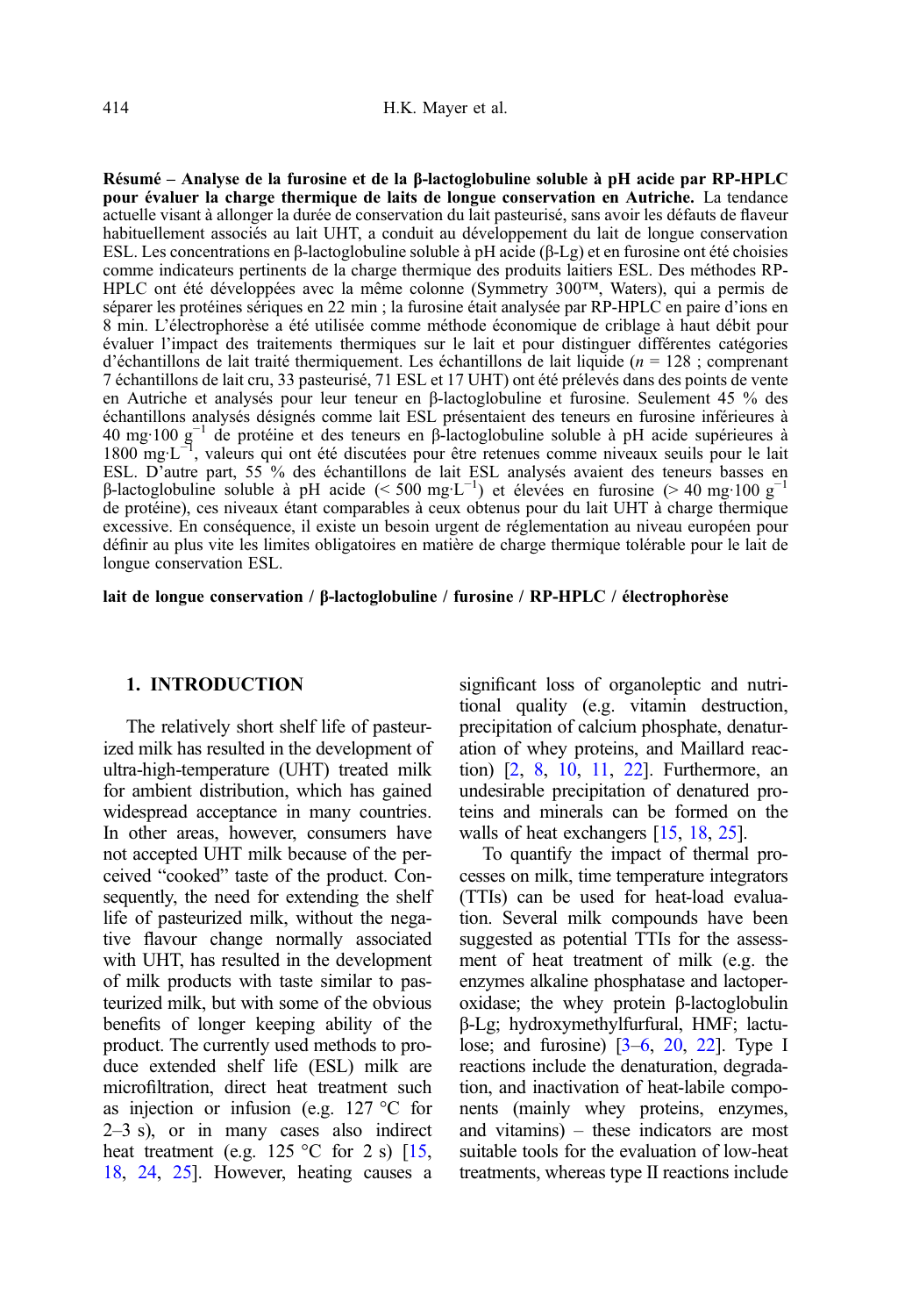**Résumé – Analyse de la furosine et de la β-lactoglobuline soluble à pH acide par RP-HPLC pour évaluer la charge thermique de laits de longue conservation en Autriche.** La tendance actuelle visant à allonger la durée de conservation du lait pasteurisé, sans avoir les défauts de flaveur habituellement associés au lait UHT, a conduit au développement du lait de longue conservation ESL. Les concentrations en β-lactoglobuline soluble à pH acide (β-Lg) et en furosine ont été choisies comme indicateurs pertinents de la charge thermique des produits laitiers ESL. Des méthodes RP-HPLC ont été développées avec la même colonne (Symmetry 300™, Waters), qui a permis de séparer les protéines sériques en 22 min ; la furosine était analysée par RP-HPLC en paire d'ions en 8 min. L'électrophorèse a été utilisée comme méthode économique de criblage à haut débit pour évaluer l'impact des traitements thermiques sur le lait et pour distinguer différentes catégories d'échantillons de lait traité thermiquement. Les échantillons de lait liquide ($n = 128$ ; comprenant 7 échantillons de lait cru, 33 pasteurisé, 71 ESL et 17 UHT) ont été prélevés dans des points de vente en Autriche et analysés pour leur teneur en β-lactoglobuline et furosine. Seulement 45 % des échantillons analysés désignés comme lait ESL présentaient des teneurs en furosine inférieures à 40 $mg \cdot 100\ g^{-1}$ de protéine et des teneurs en β-lactoglobuline soluble à pH acide supérieures à 1800 $mg \cdot L^{-1}$, valeurs qui ont été discutées pour être retenues comme niveaux seuils pour le lait ESL. D'autre part, 55 % des échantillons de lait ESL analysés avaient des teneurs basses en β-lactoglobuline soluble à pH acide (< 500 $mg \cdot L^{-1}$) et élevées en furosine (> 40 $mg \cdot 100\ g^{-1}$ de protéine), ces niveaux étant comparables à ceux obtenus pour du lait UHT à charge thermique excessive. En conséquence, il existe un besoin urgent de réglementation au niveau européen pour définir au plus vite les limites obligatoires en matière de charge thermique tolérable pour le lait de longue conservation ESL.

**lait de longue conservation / β-lactoglobuline / furosine / RP-HPLC / électrophorèse**

## 1. INTRODUCTION

The relatively short shelf life of pasteurized milk has resulted in the development of ultra-high-temperature (UHT) treated milk for ambient distribution, which has gained widespread acceptance in many countries. In other areas, however, consumers have not accepted UHT milk because of the perceived "cooked" taste of the product. Consequently, the need for extending the shelf life of pasteurized milk, without the negative flavour change normally associated with UHT, has resulted in the development of milk products with taste similar to pasteurized milk, but with some of the obvious benefits of longer keeping ability of the product. The currently used methods to produce extended shelf life (ESL) milk are microfiltration, direct heat treatment such as injection or infusion (e.g. 127 °C for 2–3 s), or in many cases also indirect heat treatment (e.g. 125 °C for 2 s) [15, 18, 24, 25]. However, heating causes a significant loss of organoleptic and nutritional quality (e.g. vitamin destruction, precipitation of calcium phosphate, denaturation of whey proteins, and Maillard reaction) [2, 8, 10, 11, 22]. Furthermore, an undesirable precipitation of denatured proteins and minerals can be formed on the walls of heat exchangers [15, 18, 25].

To quantify the impact of thermal processes on milk, time temperature integrators (TTIs) can be used for heat-load evaluation. Several milk compounds have been suggested as potential TTIs for the assessment of heat treatment of milk (e.g. the enzymes alkaline phosphatase and lactoperoxidase; the whey protein β-lactoglobulin β-Lg; hydroxymethylfurfural, HMF; lactulose; and furosine) [3–6, 20, 22]. Type I reactions include the denaturation, degradation, and inactivation of heat-labile components (mainly whey proteins, enzymes, and vitamins) – these indicators are most suitable tools for the evaluation of low-heat treatments, whereas type II reactions include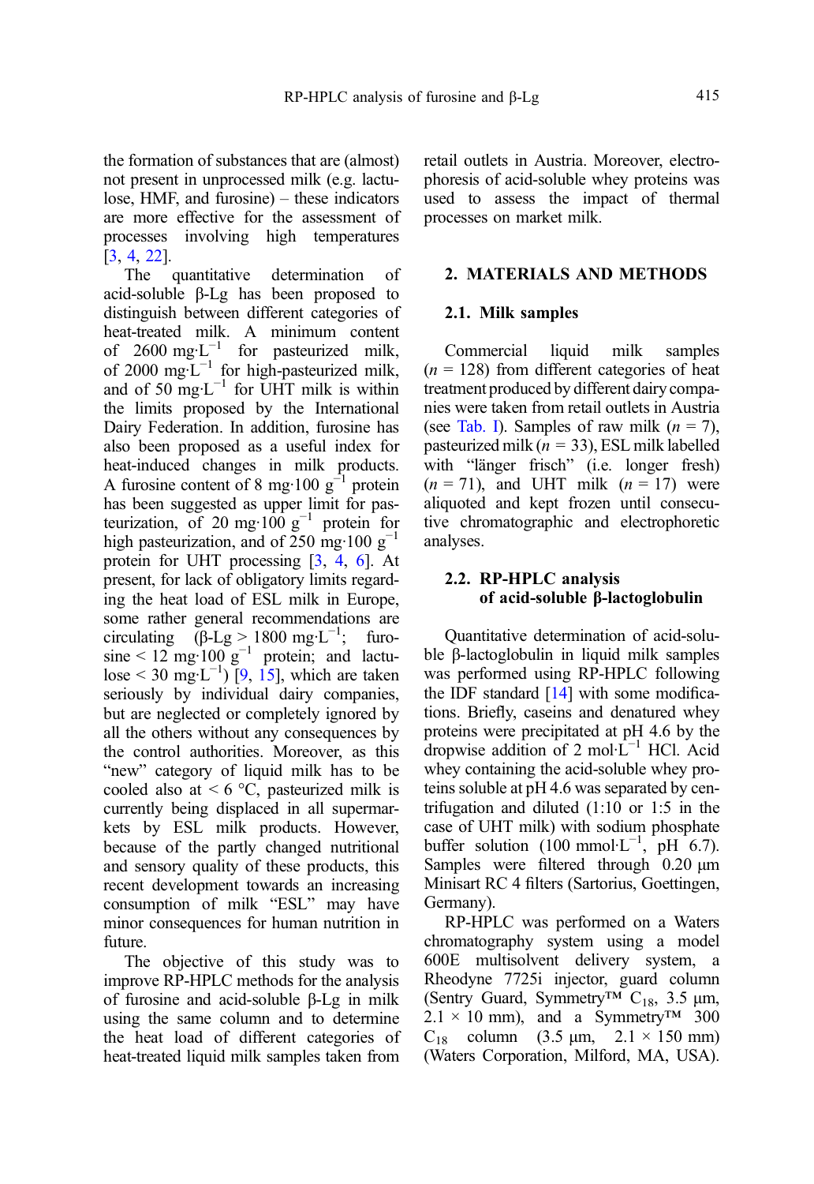the formation of substances that are (almost) not present in unprocessed milk (e.g. lactulose, HMF, and furosine) – these indicators are more effective for the assessment of processes involving high temperatures [3, 4, 22].

The quantitative determination of acid-soluble β-Lg has been proposed to distinguish between different categories of heat-treated milk. A minimum content of 2600 $mg \cdot L^{-1}$ for pasteurized milk, of 2000 $mg \cdot L^{-1}$ for high-pasteurized milk, and of 50 $mg \cdot L^{-1}$ for UHT milk is within the limits proposed by the International Dairy Federation. In addition, furosine has also been proposed as a useful index for heat-induced changes in milk products. A furosine content of 8 $mg \cdot 100\ g^{-1}$ protein has been suggested as upper limit for pasteurization, of 20 $mg \cdot 100\ g^{-1}$ protein for high pasteurization, and of 250 $mg \cdot 100\ g^{-1}$ protein for UHT processing [3, 4, 6]. At present, for lack of obligatory limits regarding the heat load of ESL milk in Europe, some rather general recommendations are circulating (β-Lg > 1800 $mg \cdot L^{-1}$; furosine < 12 $mg \cdot 100\ g^{-1}$ protein; and lactulose < 30 $mg \cdot L^{-1}$) [9, 15], which are taken seriously by individual dairy companies, but are neglected or completely ignored by all the others without any consequences by the control authorities. Moreover, as this "new" category of liquid milk has to be cooled also at < 6 °C, pasteurized milk is currently being displaced in all supermarkets by ESL milk products. However, because of the partly changed nutritional and sensory quality of these products, this recent development towards an increasing consumption of milk "ESL" may have minor consequences for human nutrition in future.

The objective of this study was to improve RP-HPLC methods for the analysis of furosine and acid-soluble β-Lg in milk using the same column and to determine the heat load of different categories of heat-treated liquid milk samples taken from retail outlets in Austria. Moreover, electrophoresis of acid-soluble whey proteins was used to assess the impact of thermal processes on market milk.

## 2. MATERIALS AND METHODS

### 2.1. Milk samples

Commercial liquid milk samples ($n$ = 128) from different categories of heat treatment produced by different dairy companies were taken from retail outlets in Austria (see Tab. I). Samples of raw milk ($n$ = 7), pasteurized milk ($n$ = 33), ESL milk labelled with "länger frisch" (i.e. longer fresh) ($n$ = 71), and UHT milk ($n$ = 17) were aliquoted and kept frozen until consecutive chromatographic and electrophoretic analyses.

### 2.2. RP-HPLC analysis of acid-soluble β-lactoglobulin

Quantitative determination of acid-soluble β-lactoglobulin in liquid milk samples was performed using RP-HPLC following the IDF standard [14] with some modifications. Briefly, caseins and denatured whey proteins were precipitated at pH 4.6 by the dropwise addition of 2 $mol \cdot L^{-1}$ HCl. Acid whey containing the acid-soluble whey proteins soluble at pH 4.6 was separated by centrifugation and diluted (1:10 or 1:5 in the case of UHT milk) with sodium phosphate buffer solution (100 $mmol \cdot L^{-1}$, pH 6.7). Samples were filtered through 0.20 μm Minisart RC 4 filters (Sartorius, Goettingen, Germany).

RP-HPLC was performed on a Waters chromatography system using a model 600E multisolvent delivery system, a Rheodyne 7725i injector, guard column (Sentry Guard, Symmetry™ $C_{18}$, 3.5 μm, 2.1 × 10 mm), and a Symmetry™ 300 $C_{18}$ column (3.5 μm, 2.1 × 150 mm) (Waters Corporation, Milford, MA, USA).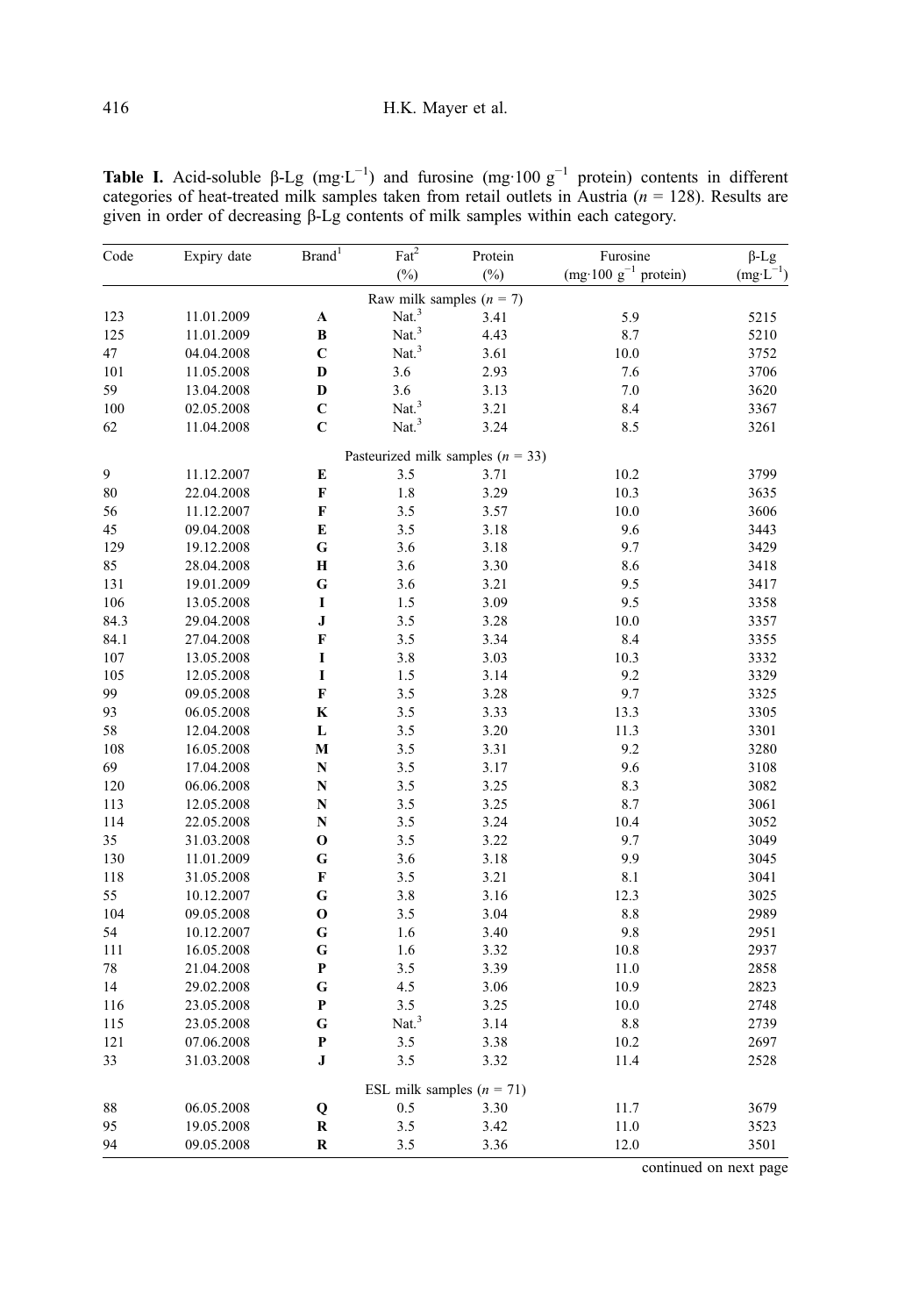**Table I.** Acid-soluble β-Lg ($mg \cdot L^{-1}$) and furosine ($mg \cdot 100\ g^{-1}$ protein) contents in different categories of heat-treated milk samples taken from retail outlets in Austria ($n$ = 128). Results are given in order of decreasing β-Lg contents of milk samples within each category.

| Code | Expiry date | Brand[1] | Fat[2] (%) | Protein (%) | Furosine ($mg \cdot 100\ g^{-1}$ protein) | β-Lg ($mg \cdot L^{-1}$) |
|---|---|---|---|---|---|---|
| | | | Raw milk samples ($n$ = 7) | | | |
| 123 | 11.01.2009 | **A** | Nat.[3] | 3.41 | 5.9 | 5215 |
| 125 | 11.01.2009 | **B** | Nat.[3] | 4.43 | 8.7 | 5210 |
| 47 | 04.04.2008 | **C** | Nat.[3] | 3.61 | 10.0 | 3752 |
| 101 | 11.05.2008 | **D** | 3.6 | 2.93 | 7.6 | 3706 |
| 59 | 13.04.2008 | **D** | 3.6 | 3.13 | 7.0 | 3620 |
| 100 | 02.05.2008 | **C** | Nat.[3] | 3.21 | 8.4 | 3367 |
| 62 | 11.04.2008 | **C** | Nat.[3] | 3.24 | 8.5 | 3261 |
| | | | Pasteurized milk samples ($n$ = 33) | | | |
| 9 | 11.12.2007 | **E** | 3.5 | 3.71 | 10.2 | 3799 |
| 80 | 22.04.2008 | **F** | 1.8 | 3.29 | 10.3 | 3635 |
| 56 | 11.12.2007 | **F** | 3.5 | 3.57 | 10.0 | 3606 |
| 45 | 09.04.2008 | **E** | 3.5 | 3.18 | 9.6 | 3443 |
| 129 | 19.12.2008 | **G** | 3.6 | 3.18 | 9.7 | 3429 |
| 85 | 28.04.2008 | **H** | 3.6 | 3.30 | 8.6 | 3418 |
| 131 | 19.01.2009 | **G** | 3.6 | 3.21 | 9.5 | 3417 |
| 106 | 13.05.2008 | **I** | 1.5 | 3.09 | 9.5 | 3358 |
| 84.3 | 29.04.2008 | **J** | 3.5 | 3.28 | 10.0 | 3357 |
| 84.1 | 27.04.2008 | **F** | 3.5 | 3.34 | 8.4 | 3355 |
| 107 | 13.05.2008 | **I** | 3.8 | 3.03 | 10.3 | 3332 |
| 105 | 12.05.2008 | **I** | 1.5 | 3.14 | 9.2 | 3329 |
| 99 | 09.05.2008 | **F** | 3.5 | 3.28 | 9.7 | 3325 |
| 93 | 06.05.2008 | **K** | 3.5 | 3.33 | 13.3 | 3305 |
| 58 | 12.04.2008 | **L** | 3.5 | 3.20 | 11.3 | 3301 |
| 108 | 16.05.2008 | **M** | 3.5 | 3.31 | 9.2 | 3280 |
| 69 | 17.04.2008 | **N** | 3.5 | 3.17 | 9.6 | 3108 |
| 120 | 06.06.2008 | **N** | 3.5 | 3.25 | 8.3 | 3082 |
| 113 | 12.05.2008 | **N** | 3.5 | 3.25 | 8.7 | 3061 |
| 114 | 22.05.2008 | **N** | 3.5 | 3.24 | 10.4 | 3052 |
| 35 | 31.03.2008 | **O** | 3.5 | 3.22 | 9.7 | 3049 |
| 130 | 11.01.2009 | **G** | 3.6 | 3.18 | 9.9 | 3045 |
| 118 | 31.05.2008 | **F** | 3.5 | 3.21 | 8.1 | 3041 |
| 55 | 10.12.2007 | **G** | 3.8 | 3.16 | 12.3 | 3025 |
| 104 | 09.05.2008 | **O** | 3.5 | 3.04 | 8.8 | 2989 |
| 54 | 10.12.2007 | **G** | 1.6 | 3.40 | 9.8 | 2951 |
| 111 | 16.05.2008 | **G** | 1.6 | 3.32 | 10.8 | 2937 |
| 78 | 21.04.2008 | **P** | 3.5 | 3.39 | 11.0 | 2858 |
| 14 | 29.02.2008 | **G** | 4.5 | 3.06 | 10.9 | 2823 |
| 116 | 23.05.2008 | **P** | 3.5 | 3.25 | 10.0 | 2748 |
| 115 | 23.05.2008 | **G** | Nat.[3] | 3.14 | 8.8 | 2739 |
| 121 | 07.06.2008 | **P** | 3.5 | 3.38 | 10.2 | 2697 |
| 33 | 31.03.2008 | **J** | 3.5 | 3.32 | 11.4 | 2528 |
| | | | ESL milk samples ($n$ = 71) | | | |
| 88 | 06.05.2008 | **Q** | 0.5 | 3.30 | 11.7 | 3679 |
| 95 | 19.05.2008 | **R** | 3.5 | 3.42 | 11.0 | 3523 |
| 94 | 09.05.2008 | **R** | 3.5 | 3.36 | 12.0 | 3501 |

continued on next page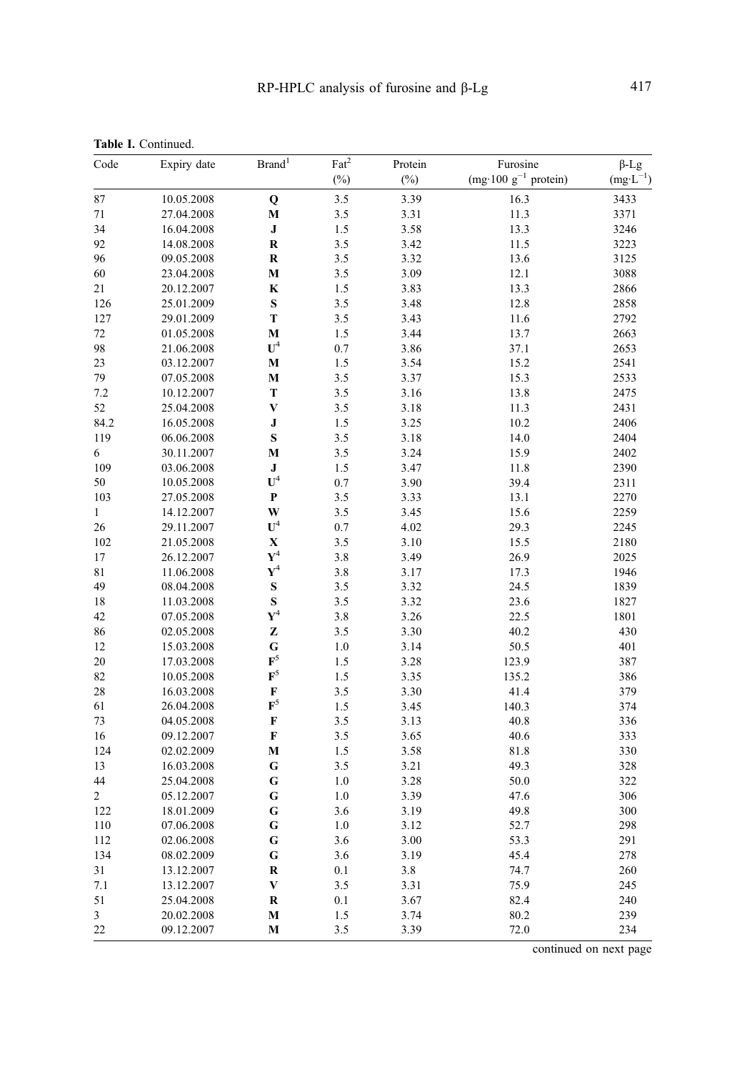**Table I.** Continued.

| Code | Expiry date | Brand[1] | Fat[2] (%) | Protein (%) | Furosine ($mg \cdot 100\ g^{-1}$ protein) | β-Lg ($mg \cdot L^{-1}$) |
|---|---|---|---|---|---|---|
| 87 | 10.05.2008 | **Q** | 3.5 | 3.39 | 16.3 | 3433 |
| 71 | 27.04.2008 | **M** | 3.5 | 3.31 | 11.3 | 3371 |
| 34 | 16.04.2008 | **J** | 1.5 | 3.58 | 13.3 | 3246 |
| 92 | 14.08.2008 | **R** | 3.5 | 3.42 | 11.5 | 3223 |
| 96 | 09.05.2008 | **R** | 3.5 | 3.32 | 13.6 | 3125 |
| 60 | 23.04.2008 | **M** | 3.5 | 3.09 | 12.1 | 3088 |
| 21 | 20.12.2007 | **K** | 1.5 | 3.83 | 13.3 | 2866 |
| 126 | 25.01.2009 | **S** | 3.5 | 3.48 | 12.8 | 2858 |
| 127 | 29.01.2009 | **T** | 3.5 | 3.43 | 11.6 | 2792 |
| 72 | 01.05.2008 | **M** | 1.5 | 3.44 | 13.7 | 2663 |
| 98 | 21.06.2008 | **U**[4] | 0.7 | 3.86 | 37.1 | 2653 |
| 23 | 03.12.2007 | **M** | 1.5 | 3.54 | 15.2 | 2541 |
| 79 | 07.05.2008 | **M** | 3.5 | 3.37 | 15.3 | 2533 |
| 7.2 | 10.12.2007 | **T** | 3.5 | 3.16 | 13.8 | 2475 |
| 52 | 25.04.2008 | **V** | 3.5 | 3.18 | 11.3 | 2431 |
| 84.2 | 16.05.2008 | **J** | 1.5 | 3.25 | 10.2 | 2406 |
| 119 | 06.06.2008 | **S** | 3.5 | 3.18 | 14.0 | 2404 |
| 6 | 30.11.2007 | **M** | 3.5 | 3.24 | 15.9 | 2402 |
| 109 | 03.06.2008 | **J** | 1.5 | 3.47 | 11.8 | 2390 |
| 50 | 10.05.2008 | **U**[4] | 0.7 | 3.90 | 39.4 | 2311 |
| 103 | 27.05.2008 | **P** | 3.5 | 3.33 | 13.1 | 2270 |
| 1 | 14.12.2007 | **W** | 3.5 | 3.45 | 15.6 | 2259 |
| 26 | 29.11.2007 | **U**[4] | 0.7 | 4.02 | 29.3 | 2245 |
| 102 | 21.05.2008 | **X** | 3.5 | 3.10 | 15.5 | 2180 |
| 17 | 26.12.2007 | **Y**[4] | 3.8 | 3.49 | 26.9 | 2025 |
| 81 | 11.06.2008 | **Y**[4] | 3.8 | 3.17 | 17.3 | 1946 |
| 49 | 08.04.2008 | **S** | 3.5 | 3.32 | 24.5 | 1839 |
| 18 | 11.03.2008 | **S** | 3.5 | 3.32 | 23.6 | 1827 |
| 42 | 07.05.2008 | **Y**[4] | 3.8 | 3.26 | 22.5 | 1801 |
| 86 | 02.05.2008 | **Z** | 3.5 | 3.30 | 40.2 | 430 |
| 12 | 15.03.2008 | **G** | 1.0 | 3.14 | 50.5 | 401 |
| 20 | 17.03.2008 | **F**[5] | 1.5 | 3.28 | 123.9 | 387 |
| 82 | 10.05.2008 | **F**[5] | 1.5 | 3.35 | 135.2 | 386 |
| 28 | 16.03.2008 | **F** | 3.5 | 3.30 | 41.4 | 379 |
| 61 | 26.04.2008 | **F**[5] | 1.5 | 3.45 | 140.3 | 374 |
| 73 | 04.05.2008 | **F** | 3.5 | 3.13 | 40.8 | 336 |
| 16 | 09.12.2007 | **F** | 3.5 | 3.65 | 40.6 | 333 |
| 124 | 02.02.2009 | **M** | 1.5 | 3.58 | 81.8 | 330 |
| 13 | 16.03.2008 | **G** | 3.5 | 3.21 | 49.3 | 328 |
| 44 | 25.04.2008 | **G** | 1.0 | 3.28 | 50.0 | 322 |
| 2 | 05.12.2007 | **G** | 1.0 | 3.39 | 47.6 | 306 |
| 122 | 18.01.2009 | **G** | 3.6 | 3.19 | 49.8 | 300 |
| 110 | 07.06.2008 | **G** | 1.0 | 3.12 | 52.7 | 298 |
| 112 | 02.06.2008 | **G** | 3.6 | 3.00 | 53.3 | 291 |
| 134 | 08.02.2009 | **G** | 3.6 | 3.19 | 45.4 | 278 |
| 31 | 13.12.2007 | **R** | 0.1 | 3.8 | 74.7 | 260 |
| 7.1 | 13.12.2007 | **V** | 3.5 | 3.31 | 75.9 | 245 |
| 51 | 25.04.2008 | **R** | 0.1 | 3.67 | 82.4 | 240 |
| 3 | 20.02.2008 | **M** | 1.5 | 3.74 | 80.2 | 239 |
| 22 | 09.12.2007 | **M** | 3.5 | 3.39 | 72.0 | 234 |

continued on next page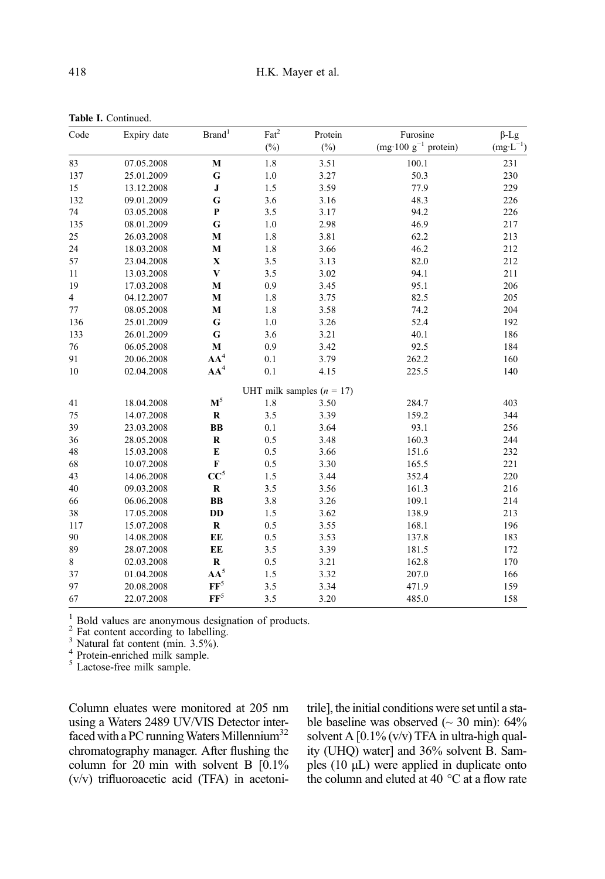**Table I.** Continued.

| Code | Expiry date | Brand[1] | Fat[2] (%) | Protein (%) | Furosine (mg·100 $g^{-1}$ protein) | β-Lg (mg·$L^{-1}$) |
|---|---|---|---|---|---|---|
| 83 | 07.05.2008 | **M** | 1.8 | 3.51 | 100.1 | 231 |
| 137 | 25.01.2009 | **G** | 1.0 | 3.27 | 50.3 | 230 |
| 15 | 13.12.2008 | **J** | 1.5 | 3.59 | 77.9 | 229 |
| 132 | 09.01.2009 | **G** | 3.6 | 3.16 | 48.3 | 226 |
| 74 | 03.05.2008 | **P** | 3.5 | 3.17 | 94.2 | 226 |
| 135 | 08.01.2009 | **G** | 1.0 | 2.98 | 46.9 | 217 |
| 25 | 26.03.2008 | **M** | 1.8 | 3.81 | 62.2 | 213 |
| 24 | 18.03.2008 | **M** | 1.8 | 3.66 | 46.2 | 212 |
| 57 | 23.04.2008 | **X** | 3.5 | 3.13 | 82.0 | 212 |
| 11 | 13.03.2008 | **V** | 3.5 | 3.02 | 94.1 | 211 |
| 19 | 17.03.2008 | **M** | 0.9 | 3.45 | 95.1 | 206 |
| 4 | 04.12.2007 | **M** | 1.8 | 3.75 | 82.5 | 205 |
| 77 | 08.05.2008 | **M** | 1.8 | 3.58 | 74.2 | 204 |
| 136 | 25.01.2009 | **G** | 1.0 | 3.26 | 52.4 | 192 |
| 133 | 26.01.2009 | **G** | 3.6 | 3.21 | 40.1 | 186 |
| 76 | 06.05.2008 | **M** | 0.9 | 3.42 | 92.5 | 184 |
| 91 | 20.06.2008 | **AA**[4] | 0.1 | 3.79 | 262.2 | 160 |
| 10 | 02.04.2008 | **AA**[4] | 0.1 | 4.15 | 225.5 | 140 |
| | | | UHT milk samples ($n$ = 17) | | | |
| 41 | 18.04.2008 | **M**[5] | 1.8 | 3.50 | 284.7 | 403 |
| 75 | 14.07.2008 | **R** | 3.5 | 3.39 | 159.2 | 344 |
| 39 | 23.03.2008 | **BB** | 0.1 | 3.64 | 93.1 | 256 |
| 36 | 28.05.2008 | **R** | 0.5 | 3.48 | 160.3 | 244 |
| 48 | 15.03.2008 | **E** | 0.5 | 3.66 | 151.6 | 232 |
| 68 | 10.07.2008 | **F** | 0.5 | 3.30 | 165.5 | 221 |
| 43 | 14.06.2008 | **CC**[5] | 1.5 | 3.44 | 352.4 | 220 |
| 40 | 09.03.2008 | **R** | 3.5 | 3.56 | 161.3 | 216 |
| 66 | 06.06.2008 | **BB** | 3.8 | 3.26 | 109.1 | 214 |
| 38 | 17.05.2008 | **DD** | 1.5 | 3.62 | 138.9 | 213 |
| 117 | 15.07.2008 | **R** | 0.5 | 3.55 | 168.1 | 196 |
| 90 | 14.08.2008 | **EE** | 0.5 | 3.53 | 137.8 | 183 |
| 89 | 28.07.2008 | **EE** | 3.5 | 3.39 | 181.5 | 172 |
| 8 | 02.03.2008 | **R** | 0.5 | 3.21 | 162.8 | 170 |
| 37 | 01.04.2008 | **AA**[5] | 1.5 | 3.32 | 207.0 | 166 |
| 97 | 20.08.2008 | **FF**[5] | 3.5 | 3.34 | 471.9 | 159 |
| 67 | 22.07.2008 | **FF**[5] | 3.5 | 3.20 | 485.0 | 158 |

[1] Bold values are anonymous designation of products.
[2] Fat content according to labelling.
[3] Natural fat content (min. 3.5%).
[4] Protein-enriched milk sample.
[5] Lactose-free milk sample.

Column eluates were monitored at 205 nm using a Waters 2489 UV/VIS Detector interfaced with a PC running Waters Millennium[32] chromatography manager. After flushing the column for 20 min with solvent B [0.1% (v/v) trifluoroacetic acid (TFA) in acetonitrile], the initial conditions were set until a stable baseline was observed (~ 30 min): 64% solvent A [0.1% (v/v) TFA in ultra-high quality (UHQ) water] and 36% solvent B. Samples (10 μL) were applied in duplicate onto the column and eluted at 40 °C at a flow rate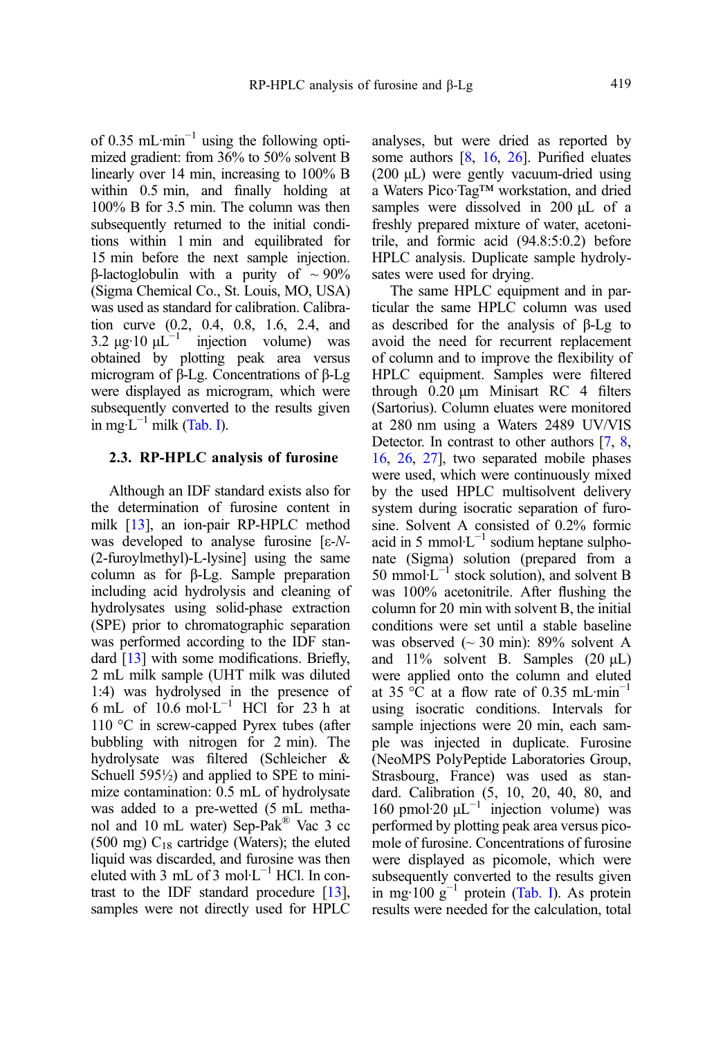of 0.35 mL·min$^{-1}$ using the following optimized gradient: from 36% to 50% solvent B linearly over 14 min, increasing to 100% B within 0.5 min, and finally holding at 100% B for 3.5 min. The column was then subsequently returned to the initial conditions within 1 min and equilibrated for 15 min before the next sample injection. β-lactoglobulin with a purity of ~ 90% (Sigma Chemical Co., St. Louis, MO, USA) was used as standard for calibration. Calibration curve (0.2, 0.4, 0.8, 1.6, 2.4, and 3.2 μg·10 μL$^{-1}$ injection volume) was obtained by plotting peak area versus microgram of β-Lg. Concentrations of β-Lg were displayed as microgram, which were subsequently converted to the results given in mg·L$^{-1}$ milk (Tab. I).

### 2.3. RP-HPLC analysis of furosine

Although an IDF standard exists also for the determination of furosine content in milk [13], an ion-pair RP-HPLC method was developed to analyse furosine [ε-*N*-(2-furoylmethyl)-L-lysine] using the same column as for β-Lg. Sample preparation including acid hydrolysis and cleaning of hydrolysates using solid-phase extraction (SPE) prior to chromatographic separation was performed according to the IDF standard [13] with some modifications. Briefly, 2 mL milk sample (UHT milk was diluted 1:4) was hydrolysed in the presence of 6 mL of 10.6 mol·L$^{-1}$ HCl for 23 h at 110 °C in screw-capped Pyrex tubes (after bubbling with nitrogen for 2 min). The hydrolysate was filtered (Schleicher & Schuell 595½) and applied to SPE to minimize contamination: 0.5 mL of hydrolysate was added to a pre-wetted (5 mL methanol and 10 mL water) Sep-Pak® Vac 3 cc (500 mg) $C_{18}$ cartridge (Waters); the eluted liquid was discarded, and furosine was then eluted with 3 mL of 3 mol·L$^{-1}$ HCl. In contrast to the IDF standard procedure [13], samples were not directly used for HPLC analyses, but were dried as reported by some authors [8, 16, 26]. Purified eluates (200 μL) were gently vacuum-dried using a Waters Pico·Tag™ workstation, and dried samples were dissolved in 200 μL of a freshly prepared mixture of water, acetonitrile, and formic acid (94.8:5:0.2) before HPLC analysis. Duplicate sample hydrolysates were used for drying.

The same HPLC equipment and in particular the same HPLC column was used as described for the analysis of β-Lg to avoid the need for recurrent replacement of column and to improve the flexibility of HPLC equipment. Samples were filtered through 0.20 μm Minisart RC 4 filters (Sartorius). Column eluates were monitored at 280 nm using a Waters 2489 UV/VIS Detector. In contrast to other authors [7, 8, 16, 26, 27], two separated mobile phases were used, which were continuously mixed by the used HPLC multisolvent delivery system during isocratic separation of furosine. Solvent A consisted of 0.2% formic acid in 5 mmol·L$^{-1}$ sodium heptane sulphonate (Sigma) solution (prepared from a 50 mmol·L$^{-1}$ stock solution), and solvent B was 100% acetonitrile. After flushing the column for 20 min with solvent B, the initial conditions were set until a stable baseline was observed (~ 30 min): 89% solvent A and 11% solvent B. Samples (20 μL) were applied onto the column and eluted at 35 °C at a flow rate of 0.35 mL·min$^{-1}$ using isocratic conditions. Intervals for sample injections were 20 min, each sample was injected in duplicate. Furosine (NeoMPS PolyPeptide Laboratories Group, Strasbourg, France) was used as standard. Calibration (5, 10, 20, 40, 80, and 160 pmol·20 μL$^{-1}$ injection volume) was performed by plotting peak area versus picomole of furosine. Concentrations of furosine were displayed as picomole, which were subsequently converted to the results given in mg·100 g$^{-1}$ protein (Tab. I). As protein results were needed for the calculation, total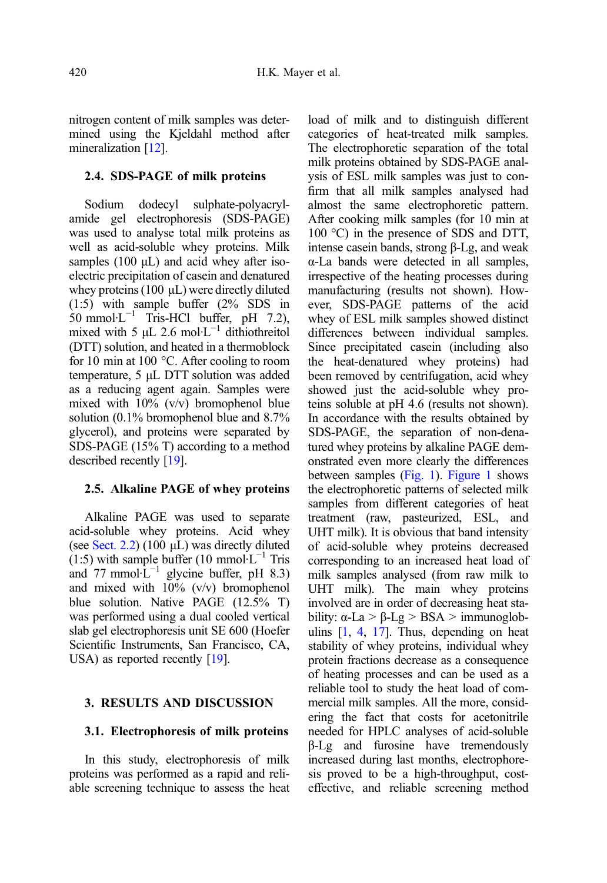nitrogen content of milk samples was determined using the Kjeldahl method after mineralization [12].

### 2.4. SDS-PAGE of milk proteins

Sodium dodecyl sulphate-polyacrylamide gel electrophoresis (SDS-PAGE) was used to analyse total milk proteins as well as acid-soluble whey proteins. Milk samples (100 μL) and acid whey after isoelectric precipitation of casein and denatured whey proteins (100 μL) were directly diluted (1:5) with sample buffer (2% SDS in 50 $mmol \cdot L^{-1}$ Tris-HCl buffer, pH 7.2), mixed with 5 μL 2.6 $mol \cdot L^{-1}$ dithiothreitol (DTT) solution, and heated in a thermoblock for 10 min at 100 °C. After cooling to room temperature, 5 μL DTT solution was added as a reducing agent again. Samples were mixed with 10% (v/v) bromophenol blue solution (0.1% bromophenol blue and 8.7% glycerol), and proteins were separated by SDS-PAGE (15% T) according to a method described recently [19].

### 2.5. Alkaline PAGE of whey proteins

Alkaline PAGE was used to separate acid-soluble whey proteins. Acid whey (see Sect. 2.2) (100 μL) was directly diluted (1:5) with sample buffer (10 $mmol \cdot L^{-1}$ Tris and 77 $mmol \cdot L^{-1}$ glycine buffer, pH 8.3) and mixed with 10% (v/v) bromophenol blue solution. Native PAGE (12.5% T) was performed using a dual cooled vertical slab gel electrophoresis unit SE 600 (Hoefer Scientific Instruments, San Francisco, CA, USA) as reported recently [19].

## 3. RESULTS AND DISCUSSION

### 3.1. Electrophoresis of milk proteins

In this study, electrophoresis of milk proteins was performed as a rapid and reliable screening technique to assess the heat load of milk and to distinguish different categories of heat-treated milk samples. The electrophoretic separation of the total milk proteins obtained by SDS-PAGE analysis of ESL milk samples was just to confirm that all milk samples analysed had almost the same electrophoretic pattern. After cooking milk samples (for 10 min at 100 °C) in the presence of SDS and DTT, intense casein bands, strong β-Lg, and weak α-La bands were detected in all samples, irrespective of the heating processes during manufacturing (results not shown). However, SDS-PAGE patterns of the acid whey of ESL milk samples showed distinct differences between individual samples. Since precipitated casein (including also the heat-denatured whey proteins) had been removed by centrifugation, acid whey showed just the acid-soluble whey proteins soluble at pH 4.6 (results not shown). In accordance with the results obtained by SDS-PAGE, the separation of non-denatured whey proteins by alkaline PAGE demonstrated even more clearly the differences between samples (Fig. 1). Figure 1 shows the electrophoretic patterns of selected milk samples from different categories of heat treatment (raw, pasteurized, ESL, and UHT milk). It is obvious that band intensity of acid-soluble whey proteins decreased corresponding to an increased heat load of milk samples analysed (from raw milk to UHT milk). The main whey proteins involved are in order of decreasing heat stability: α-La > β-Lg > BSA > immunoglobulins [1, 4, 17]. Thus, depending on heat stability of whey proteins, individual whey protein fractions decrease as a consequence of heating processes and can be used as a reliable tool to study the heat load of commercial milk samples. All the more, considering the fact that costs for acetonitrile needed for HPLC analyses of acid-soluble β-Lg and furosine have tremendously increased during last months, electrophoresis proved to be a high-throughput, cost-effective, and reliable screening method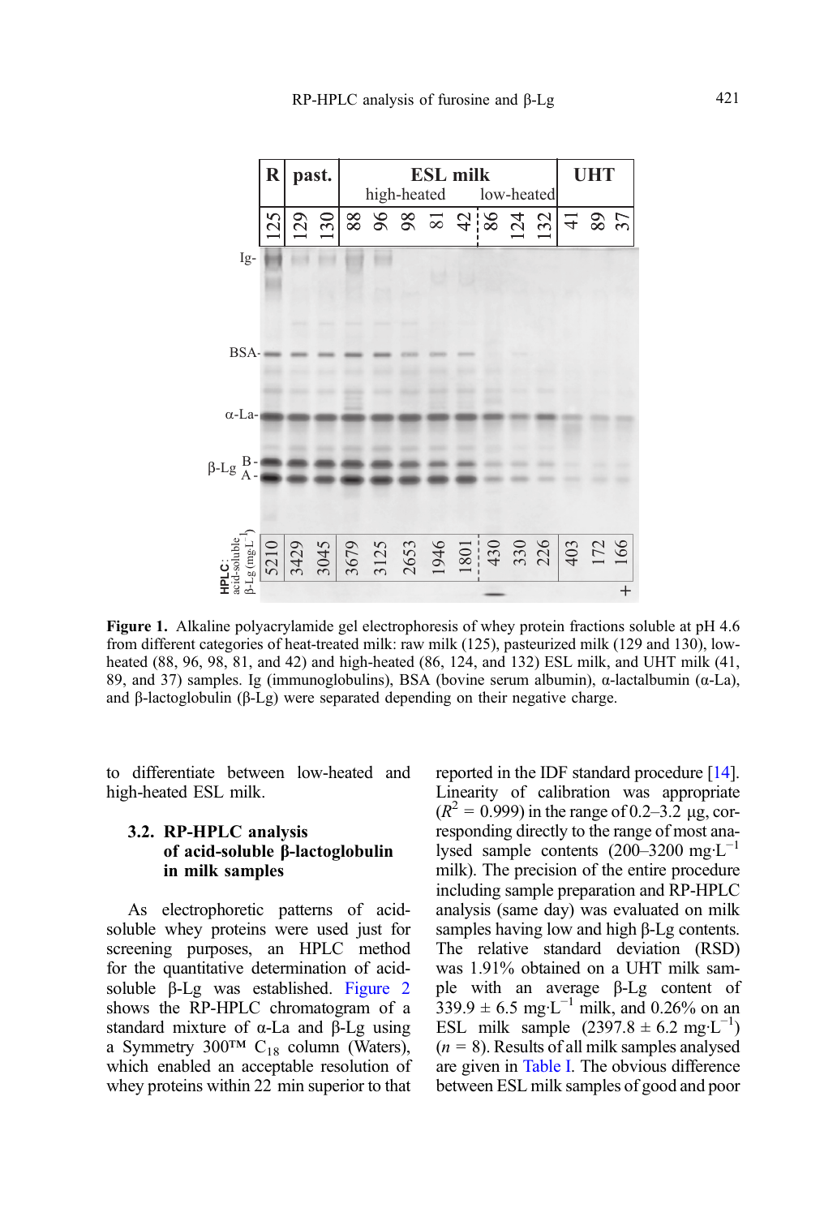Figure 1. Alkaline polyacrylamide gel electrophoresis of whey protein fractions soluble at pH 4.6 from different categories of heat-treated milk: raw milk (125), pasteurized milk (129 and 130), low-heated (88, 96, 98, 81, and 42) and high-heated (86, 124, and 132) ESL milk, and UHT milk (41, 89, and 37) samples. Ig (immunoglobulins), BSA (bovine serum albumin), α-lactalbumin (α-La), and β-lactoglobulin (β-Lg) were separated depending on their negative charge.

to differentiate between low-heated and high-heated ESL milk.

### 3.2. RP-HPLC analysis of acid-soluble β-lactoglobulin in milk samples

As electrophoretic patterns of acid-soluble whey proteins were used just for screening purposes, an HPLC method for the quantitative determination of acid-soluble β-Lg was established. Figure 2 shows the RP-HPLC chromatogram of a standard mixture of α-La and β-Lg using a Symmetry 300™ $C_{18}$ column (Waters), which enabled an acceptable resolution of whey proteins within 22 min superior to that reported in the IDF standard procedure [14]. Linearity of calibration was appropriate ($R^2$ = 0.999) in the range of 0.2–3.2 μg, corresponding directly to the range of most analysed sample contents (200–3200 mg·$L^{-1}$ milk). The precision of the entire procedure including sample preparation and RP-HPLC analysis (same day) was evaluated on milk samples having low and high β-Lg contents. The relative standard deviation (RSD) was 1.91% obtained on a UHT milk sample with an average β-Lg content of 339.9 ± 6.5 mg·$L^{-1}$ milk, and 0.26% on an ESL milk sample (2397.8 ± 6.2 mg·$L^{-1}$) ($n$ = 8). Results of all milk samples analysed are given in Table I. The obvious difference between ESL milk samples of good and poor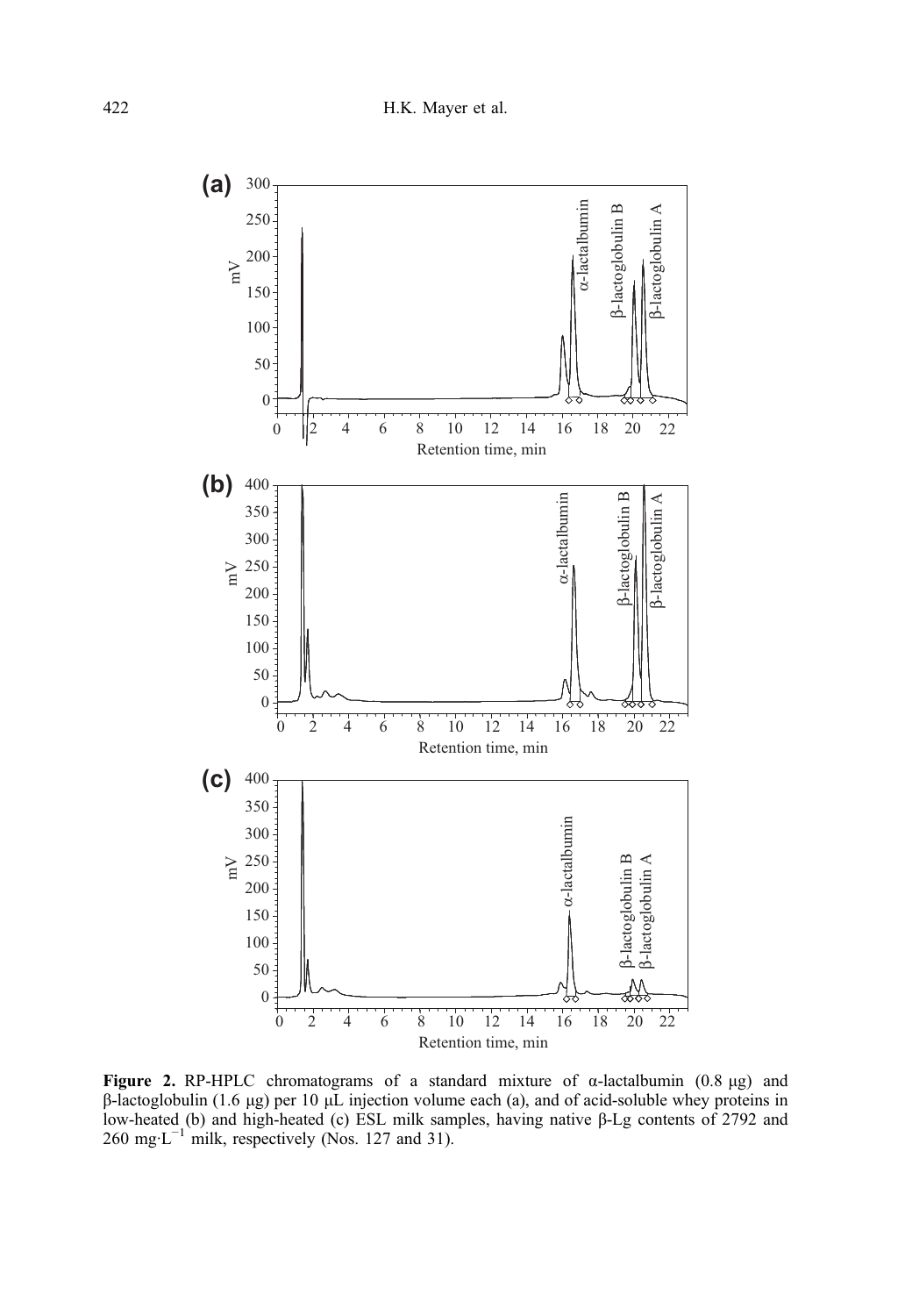**Figure 2.** RP-HPLC chromatograms of a standard mixture of α-lactalbumin (0.8 μg) and β-lactoglobulin (1.6 μg) per 10 μL injection volume each (a), and of acid-soluble whey proteins in low-heated (b) and high-heated (c) ESL milk samples, having native β-Lg contents of 2792 and 260 mg·L$^{-1}$ milk, respectively (Nos. 127 and 31).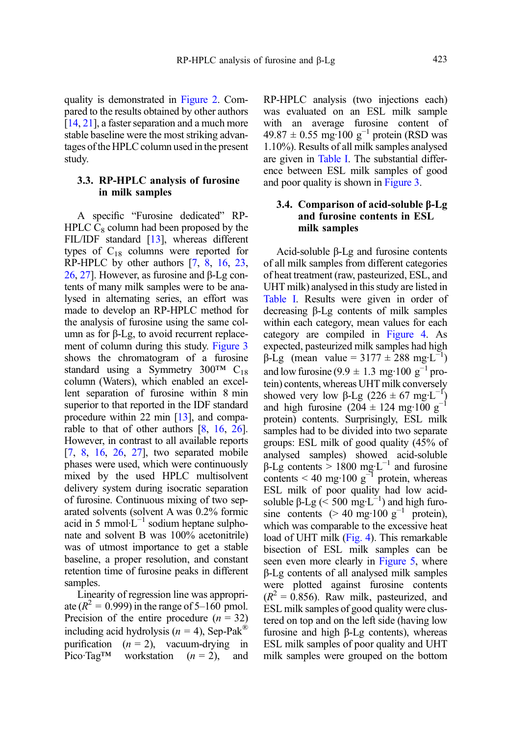quality is demonstrated in Figure 2. Compared to the results obtained by other authors [14, 21], a faster separation and a much more stable baseline were the most striking advantages of the HPLC column used in the present study.

### 3.3. RP-HPLC analysis of furosine in milk samples

A specific "Furosine dedicated" RP-HPLC $C_8$ column had been proposed by the FIL/IDF standard [13], whereas different types of $C_{18}$ columns were reported for RP-HPLC by other authors [7, 8, 16, 23, 26, 27]. However, as furosine and β-Lg contents of many milk samples were to be analysed in alternating series, an effort was made to develop an RP-HPLC method for the analysis of furosine using the same column as for β-Lg, to avoid recurrent replacement of column during this study. Figure 3 shows the chromatogram of a furosine standard using a Symmetry 300™ $C_{18}$ column (Waters), which enabled an excellent separation of furosine within 8 min superior to that reported in the IDF standard procedure within 22 min [13], and comparable to that of other authors [8, 16, 26]. However, in contrast to all available reports [7, 8, 16, 26, 27], two separated mobile phases were used, which were continuously mixed by the used HPLC multisolvent delivery system during isocratic separation of furosine. Continuous mixing of two separated solvents (solvent A was 0.2% formic acid in 5 $\text{mmol·L}^{-1}$ sodium heptane sulphonate and solvent B was 100% acetonitrile) was of utmost importance to get a stable baseline, a proper resolution, and constant retention time of furosine peaks in different samples.

Linearity of regression line was appropriate ($R^2 = 0.999$) in the range of 5–160 pmol. Precision of the entire procedure ($n = 32$) including acid hydrolysis ($n = 4$), Sep-Pak® purification ($n = 2$), vacuum-drying in Pico·Tag™ workstation ($n = 2$), and RP-HPLC analysis (two injections each) was evaluated on an ESL milk sample with an average furosine content of $49.87 \pm 0.55$ $\text{mg·100 g}^{-1}$ protein (RSD was 1.10%). Results of all milk samples analysed are given in Table I. The substantial difference between ESL milk samples of good and poor quality is shown in Figure 3.

### 3.4. Comparison of acid-soluble β-Lg and furosine contents in ESL milk samples

Acid-soluble β-Lg and furosine contents of all milk samples from different categories of heat treatment (raw, pasteurized, ESL, and UHT milk) analysed in this study are listed in Table I. Results were given in order of decreasing β-Lg contents of milk samples within each category, mean values for each category are compiled in Figure 4. As expected, pasteurized milk samples had high β-Lg (mean value = $3177 \pm 288$ $\text{mg·L}^{-1}$) and low furosine ($9.9 \pm 1.3$ $\text{mg·100 g}^{-1}$ protein) contents, whereas UHT milk conversely showed very low β-Lg ($226 \pm 67$ $\text{mg·L}^{-1}$) and high furosine ($204 \pm 124$ $\text{mg·100 g}^{-1}$ protein) contents. Surprisingly, ESL milk samples had to be divided into two separate groups: ESL milk of good quality (45% of analysed samples) showed acid-soluble β-Lg contents > 1800 $\text{mg·L}^{-1}$ and furosine contents < 40 $\text{mg·100 g}^{-1}$ protein, whereas ESL milk of poor quality had low acid-soluble β-Lg (< 500 $\text{mg·L}^{-1}$) and high furosine contents (> 40 $\text{mg·100 g}^{-1}$ protein), which was comparable to the excessive heat load of UHT milk (Fig. 4). This remarkable bisection of ESL milk samples can be seen even more clearly in Figure 5, where β-Lg contents of all analysed milk samples were plotted against furosine contents ($R^2 = 0.856$). Raw milk, pasteurized, and ESL milk samples of good quality were clustered on top and on the left side (having low furosine and high β-Lg contents), whereas ESL milk samples of poor quality and UHT milk samples were grouped on the bottom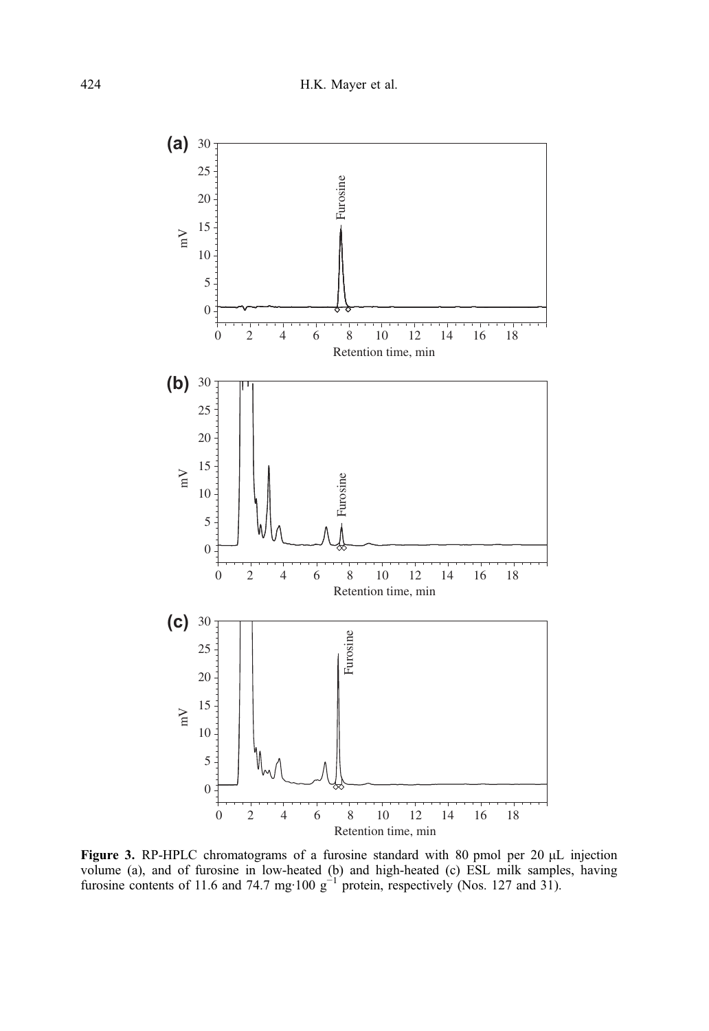**Figure 3.** RP-HPLC chromatograms of a furosine standard with 80 pmol per 20 μL injection volume (a), and of furosine in low-heated (b) and high-heated (c) ESL milk samples, having furosine contents of 11.6 and 74.7 mg·100 $g^{-1}$ protein, respectively (Nos. 127 and 31).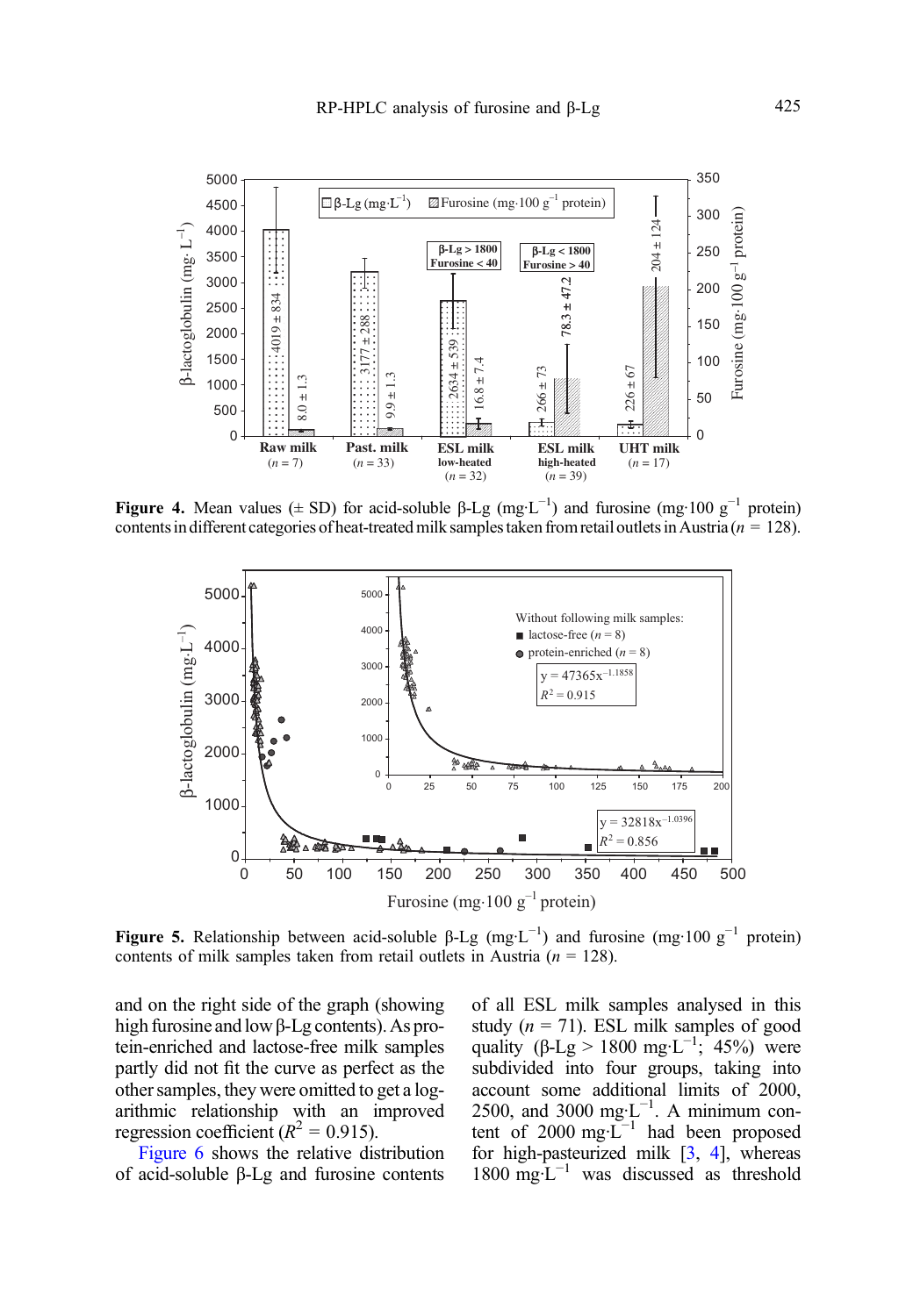**Figure 4.** Mean values (± SD) for acid-soluble β-Lg (mg·L$^{-1}$) and furosine (mg·100 g$^{-1}$ protein) contents in different categories of heat-treated milk samples taken from retail outlets in Austria ($n$ = 128).

**Figure 5.** Relationship between acid-soluble β-Lg (mg·L$^{-1}$) and furosine (mg·100 g$^{-1}$ protein) contents of milk samples taken from retail outlets in Austria ($n$ = 128).

and on the right side of the graph (showing high furosine and low β-Lg contents). As protein-enriched and lactose-free milk samples partly did not fit the curve as perfect as the other samples, they were omitted to get a logarithmic relationship with an improved regression coefficient ($R^2$ = 0.915).

Figure 6 shows the relative distribution of acid-soluble β-Lg and furosine contents of all ESL milk samples analysed in this study ($n$ = 71). ESL milk samples of good quality (β-Lg > 1800 mg·L$^{-1}$; 45%) were subdivided into four groups, taking into account some additional limits of 2000, 2500, and 3000 mg·L$^{-1}$. A minimum content of 2000 mg·L$^{-1}$ had been proposed for high-pasteurized milk [3, 4], whereas 1800 mg·L$^{-1}$ was discussed as threshold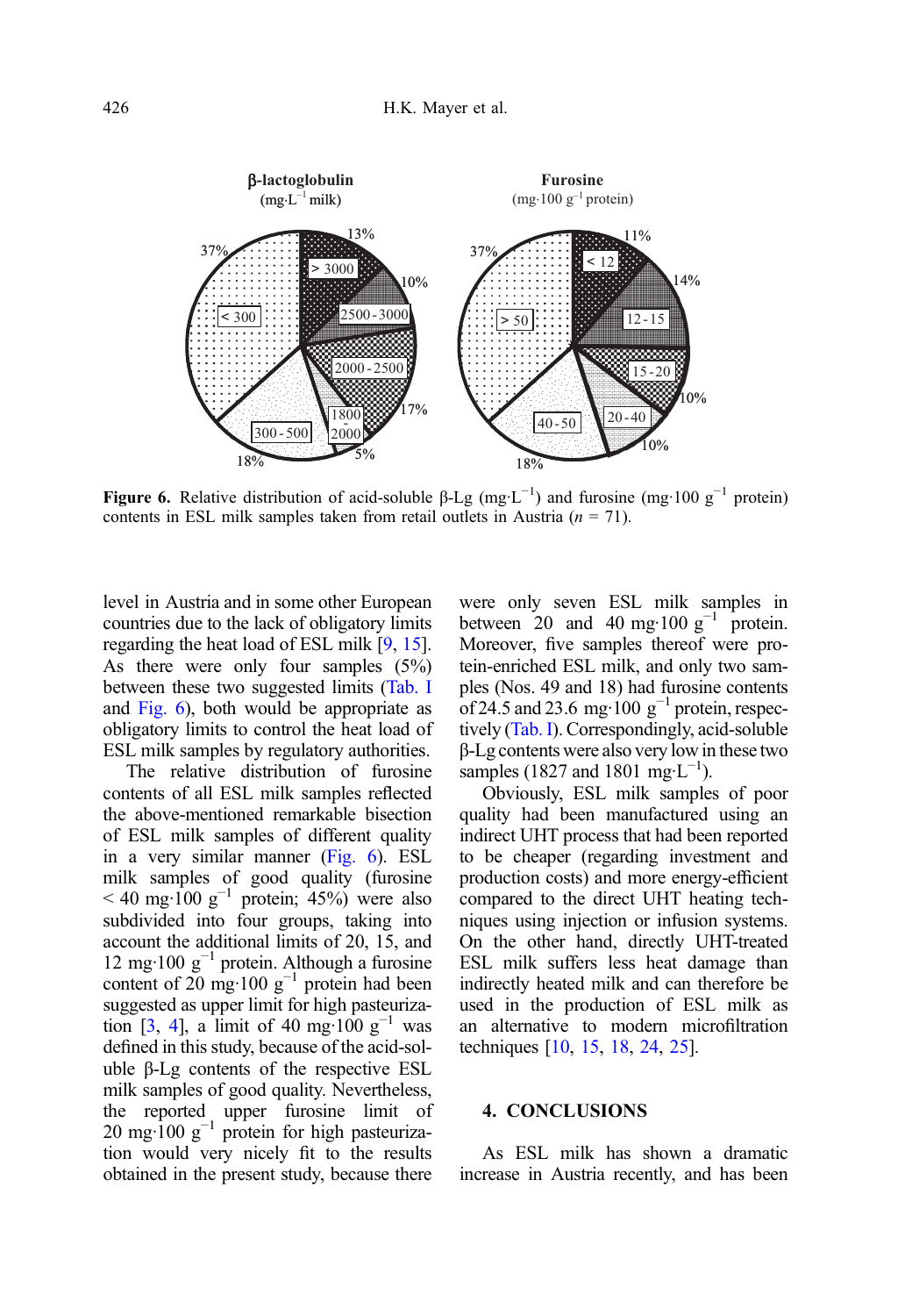**Figure 6.** Relative distribution of acid-soluble β-Lg (mg·L$^{-1}$) and furosine (mg·100 g$^{-1}$ protein) contents in ESL milk samples taken from retail outlets in Austria ($n$ = 71).

level in Austria and in some other European countries due to the lack of obligatory limits regarding the heat load of ESL milk [9, 15]. As there were only four samples (5%) between these two suggested limits (Tab. I and Fig. 6), both would be appropriate as obligatory limits to control the heat load of ESL milk samples by regulatory authorities.

The relative distribution of furosine contents of all ESL milk samples reflected the above-mentioned remarkable bisection of ESL milk samples of different quality in a very similar manner (Fig. 6). ESL milk samples of good quality (furosine < 40 mg·100 g$^{-1}$ protein; 45%) were also subdivided into four groups, taking into account the additional limits of 20, 15, and 12 mg·100 g$^{-1}$ protein. Although a furosine content of 20 mg·100 g$^{-1}$ protein had been suggested as upper limit for high pasteurization [3, 4], a limit of 40 mg·100 g$^{-1}$ was defined in this study, because of the acid-soluble β-Lg contents of the respective ESL milk samples of good quality. Nevertheless, the reported upper furosine limit of 20 mg·100 g$^{-1}$ protein for high pasteurization would very nicely fit to the results obtained in the present study, because there were only seven ESL milk samples in between 20 and 40 mg·100 g$^{-1}$ protein. Moreover, five samples thereof were protein-enriched ESL milk, and only two samples (Nos. 49 and 18) had furosine contents of 24.5 and 23.6 mg·100 g$^{-1}$ protein, respectively (Tab. I). Correspondingly, acid-soluble β-Lg contents were also very low in these two samples (1827 and 1801 mg·L$^{-1}$).

Obviously, ESL milk samples of poor quality had been manufactured using an indirect UHT process that had been reported to be cheaper (regarding investment and production costs) and more energy-efficient compared to the direct UHT heating techniques using injection or infusion systems. On the other hand, directly UHT-treated ESL milk suffers less heat damage than indirectly heated milk and can therefore be used in the production of ESL milk as an alternative to modern microfiltration techniques [10, 15, 18, 24, 25].

## 4. CONCLUSIONS

As ESL milk has shown a dramatic increase in Austria recently, and has been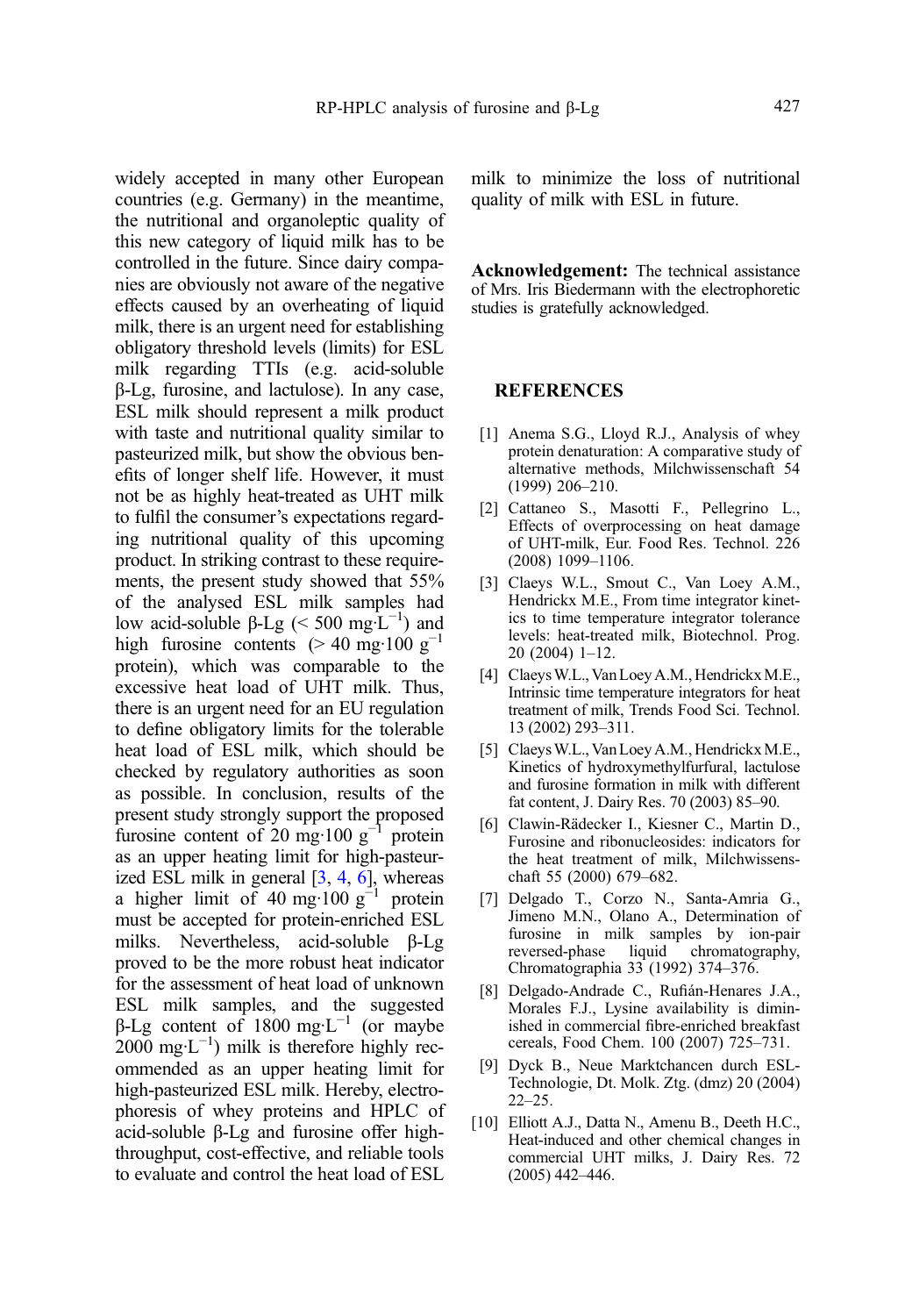widely accepted in many other European countries (e.g. Germany) in the meantime, the nutritional and organoleptic quality of this new category of liquid milk has to be controlled in the future. Since dairy companies are obviously not aware of the negative effects caused by an overheating of liquid milk, there is an urgent need for establishing obligatory threshold levels (limits) for ESL milk regarding TTIs (e.g. acid-soluble β-Lg, furosine, and lactulose). In any case, ESL milk should represent a milk product with taste and nutritional quality similar to pasteurized milk, but show the obvious benefits of longer shelf life. However, it must not be as highly heat-treated as UHT milk to fulfil the consumer's expectations regarding nutritional quality of this upcoming product. In striking contrast to these requirements, the present study showed that 55% of the analysed ESL milk samples had low acid-soluble β-Lg (< 500 mg·L$^{-1}$) and high furosine contents (> 40 mg·100 g$^{-1}$ protein), which was comparable to the excessive heat load of UHT milk. Thus, there is an urgent need for an EU regulation to define obligatory limits for the tolerable heat load of ESL milk, which should be checked by regulatory authorities as soon as possible. In conclusion, results of the present study strongly support the proposed furosine content of 20 mg·100 g$^{-1}$ protein as an upper heating limit for high-pasteurized ESL milk in general [3, 4, 6], whereas a higher limit of 40 mg·100 g$^{-1}$ protein must be accepted for protein-enriched ESL milks. Nevertheless, acid-soluble β-Lg proved to be the more robust heat indicator for the assessment of heat load of unknown ESL milk samples, and the suggested β-Lg content of 1800 mg·L$^{-1}$ (or maybe 2000 mg·L$^{-1}$) milk is therefore highly recommended as an upper heating limit for high-pasteurized ESL milk. Hereby, electrophoresis of whey proteins and HPLC of acid-soluble β-Lg and furosine offer high-throughput, cost-effective, and reliable tools to evaluate and control the heat load of ESL milk to minimize the loss of nutritional quality of milk with ESL in future.

**Acknowledgement:** The technical assistance of Mrs. Iris Biedermann with the electrophoretic studies is gratefully acknowledged.

## REFERENCES

[1] Anema S.G., Lloyd R.J., Analysis of whey protein denaturation: A comparative study of alternative methods, Milchwissenschaft 54 (1999) 206–210.

[2] Cattaneo S., Masotti F., Pellegrino L., Effects of overprocessing on heat damage of UHT-milk, Eur. Food Res. Technol. 226 (2008) 1099–1106.

[3] Claeys W.L., Smout C., Van Loey A.M., Hendrickx M.E., From time integrator kinetics to time temperature integrator tolerance levels: heat-treated milk, Biotechnol. Prog. 20 (2004) 1–12.

[4] Claeys W.L., Van Loey A.M., Hendrickx M.E., Intrinsic time temperature integrators for heat treatment of milk, Trends Food Sci. Technol. 13 (2002) 293–311.

[5] Claeys W.L., Van Loey A.M., Hendrickx M.E., Kinetics of hydroxymethylfurfural, lactulose and furosine formation in milk with different fat content, J. Dairy Res. 70 (2003) 85–90.

[6] Clawin-Rädecker I., Kiesner C., Martin D., Furosine and ribonucleosides: indicators for the heat treatment of milk, Milchwissenschaft 55 (2000) 679–682.

[7] Delgado T., Corzo N., Santa-Amria G., Jimeno M.N., Olano A., Determination of furosine in milk samples by ion-pair reversed-phase liquid chromatography, Chromatographia 33 (1992) 374–376.

[8] Delgado-Andrade C., Rufián-Henares J.A., Morales F.J., Lysine availability is diminished in commercial fibre-enriched breakfast cereals, Food Chem. 100 (2007) 725–731.

[9] Dyck B., Neue Marktchancen durch ESL-Technologie, Dt. Molk. Ztg. (dmz) 20 (2004) 22–25.

[10] Elliott A.J., Datta N., Amenu B., Deeth H.C., Heat-induced and other chemical changes in commercial UHT milks, J. Dairy Res. 72 (2005) 442–446.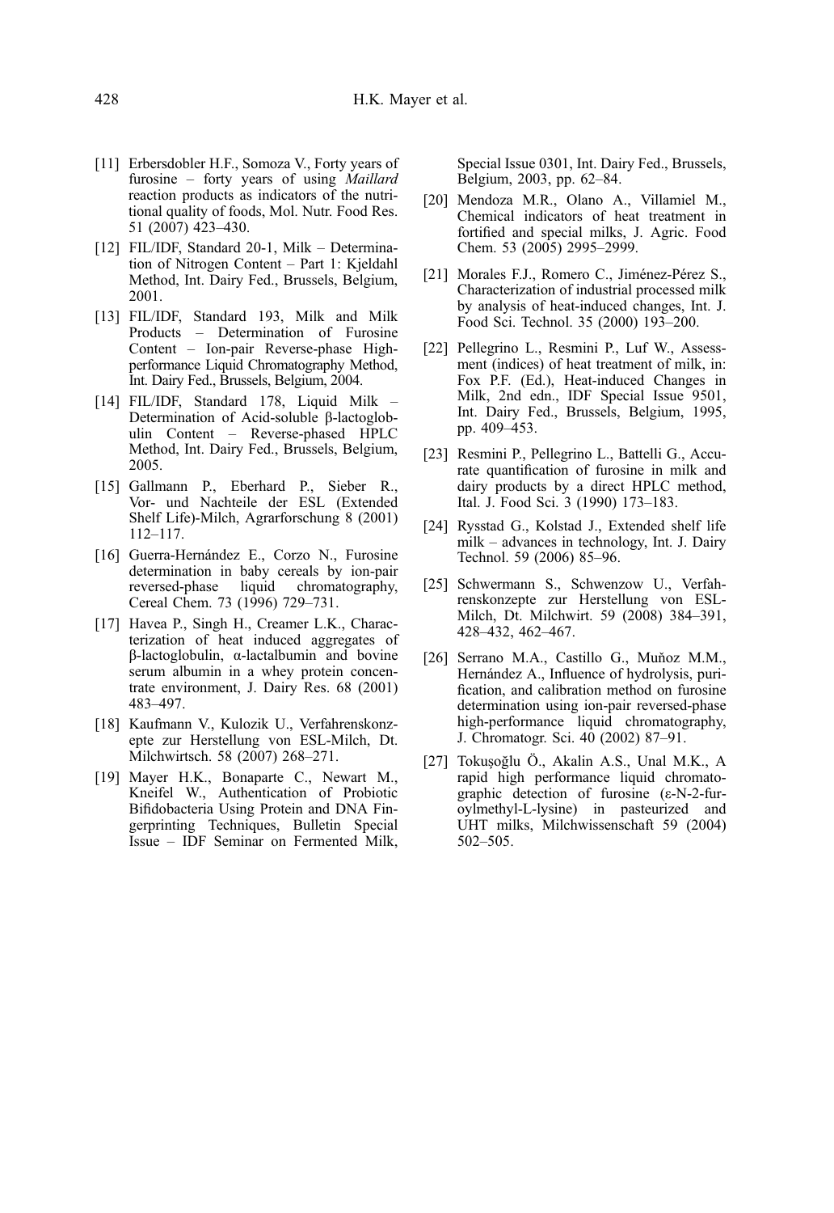[11] Erbersdobler H.F., Somoza V., Forty years of furosine – forty years of using *Maillard* reaction products as indicators of the nutritional quality of foods, Mol. Nutr. Food Res. 51 (2007) 423–430.

[12] FIL/IDF, Standard 20-1, Milk – Determination of Nitrogen Content – Part 1: Kjeldahl Method, Int. Dairy Fed., Brussels, Belgium, 2001.

[13] FIL/IDF, Standard 193, Milk and Milk Products – Determination of Furosine Content – Ion-pair Reverse-phase High-performance Liquid Chromatography Method, Int. Dairy Fed., Brussels, Belgium, 2004.

[14] FIL/IDF, Standard 178, Liquid Milk – Determination of Acid-soluble β-lactoglobulin Content – Reverse-phased HPLC Method, Int. Dairy Fed., Brussels, Belgium, 2005.

[15] Gallmann P., Eberhard P., Sieber R., Vor- und Nachteile der ESL (Extended Shelf Life)-Milch, Agrarforschung 8 (2001) 112–117.

[16] Guerra-Hernández E., Corzo N., Furosine determination in baby cereals by ion-pair reversed-phase liquid chromatography, Cereal Chem. 73 (1996) 729–731.

[17] Havea P., Singh H., Creamer L.K., Characterization of heat induced aggregates of β-lactoglobulin, α-lactalbumin and bovine serum albumin in a whey protein concentrate environment, J. Dairy Res. 68 (2001) 483–497.

[18] Kaufmann V., Kulozik U., Verfahrenskonzepte zur Herstellung von ESL-Milch, Dt. Milchwirtsch. 58 (2007) 268–271.

[19] Mayer H.K., Bonaparte C., Newart M., Kneifel W., Authentication of Probiotic Bifidobacteria Using Protein and DNA Fingerprinting Techniques, Bulletin Special Issue – IDF Seminar on Fermented Milk, Special Issue 0301, Int. Dairy Fed., Brussels, Belgium, 2003, pp. 62–84.

[20] Mendoza M.R., Olano A., Villamiel M., Chemical indicators of heat treatment in fortified and special milks, J. Agric. Food Chem. 53 (2005) 2995–2999.

[21] Morales F.J., Romero C., Jiménez-Pérez S., Characterization of industrial processed milk by analysis of heat-induced changes, Int. J. Food Sci. Technol. 35 (2000) 193–200.

[22] Pellegrino L., Resmini P., Luf W., Assessment (indices) of heat treatment of milk, in: Fox P.F. (Ed.), Heat-induced Changes in Milk, 2nd edn., IDF Special Issue 9501, Int. Dairy Fed., Brussels, Belgium, 1995, pp. 409–453.

[23] Resmini P., Pellegrino L., Battelli G., Accurate quantification of furosine in milk and dairy products by a direct HPLC method, Ital. J. Food Sci. 3 (1990) 173–183.

[24] Rysstad G., Kolstad J., Extended shelf life milk – advances in technology, Int. J. Dairy Technol. 59 (2006) 85–96.

[25] Schwermann S., Schwenzow U., Verfahrenskonzepte zur Herstellung von ESL-Milch, Dt. Milchwirt. 59 (2008) 384–391, 428–432, 462–467.

[26] Serrano M.A., Castillo G., Muňoz M.M., Hernández A., Influence of hydrolysis, purification, and calibration method on furosine determination using ion-pair reversed-phase high-performance liquid chromatography, J. Chromatogr. Sci. 40 (2002) 87–91.

[27] Tokuşoğlu Ö., Akalin A.S., Unal M.K., A rapid high performance liquid chromatographic detection of furosine (ε-N-2-furoylmethyl-L-lysine) in pasteurized and UHT milks, Milchwissenschaft 59 (2004) 502–505.